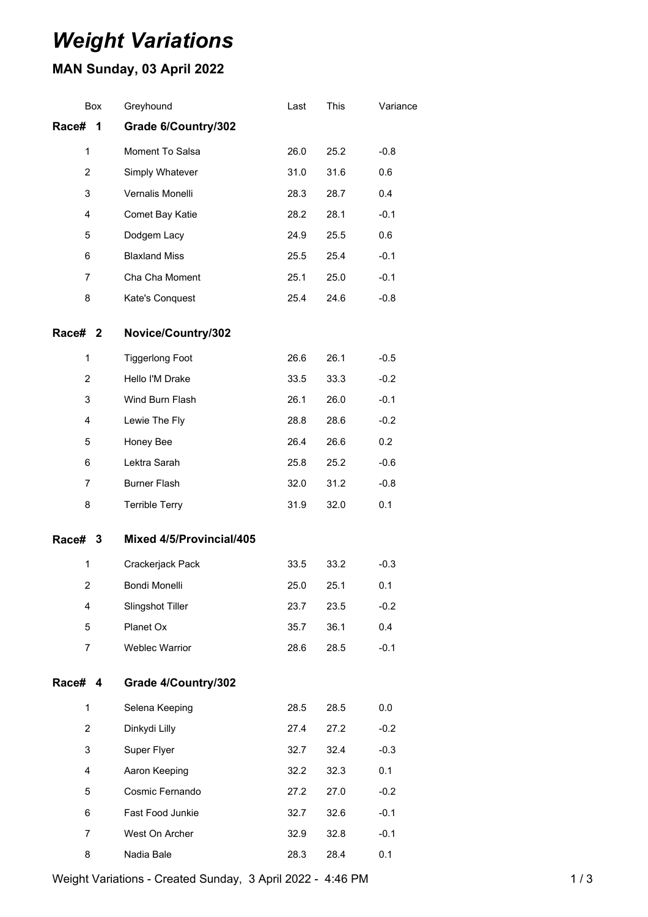# *Weight Variations*

## MAN Sunday, 03 April 2022

| Box | Greyhound | Last | This | Variance |
|---|---|---|---|---|
| **Race# 1** | **Grade 6/Country/302** | | | |
| 1 | Moment To Salsa | 26.0 | 25.2 | -0.8 |
| 2 | Simply Whatever | 31.0 | 31.6 | 0.6 |
| 3 | Vernalis Monelli | 28.3 | 28.7 | 0.4 |
| 4 | Comet Bay Katie | 28.2 | 28.1 | -0.1 |
| 5 | Dodgem Lacy | 24.9 | 25.5 | 0.6 |
| 6 | Blaxland Miss | 25.5 | 25.4 | -0.1 |
| 7 | Cha Cha Moment | 25.1 | 25.0 | -0.1 |
| 8 | Kate's Conquest | 25.4 | 24.6 | -0.8 |
| **Race# 2** | **Novice/Country/302** | | | |
| 1 | Tiggerlong Foot | 26.6 | 26.1 | -0.5 |
| 2 | Hello I'M Drake | 33.5 | 33.3 | -0.2 |
| 3 | Wind Burn Flash | 26.1 | 26.0 | -0.1 |
| 4 | Lewie The Fly | 28.8 | 28.6 | -0.2 |
| 5 | Honey Bee | 26.4 | 26.6 | 0.2 |
| 6 | Lektra Sarah | 25.8 | 25.2 | -0.6 |
| 7 | Burner Flash | 32.0 | 31.2 | -0.8 |
| 8 | Terrible Terry | 31.9 | 32.0 | 0.1 |
| **Race# 3** | **Mixed 4/5/Provincial/405** | | | |
| 1 | Crackerjack Pack | 33.5 | 33.2 | -0.3 |
| 2 | Bondi Monelli | 25.0 | 25.1 | 0.1 |
| 4 | Slingshot Tiller | 23.7 | 23.5 | -0.2 |
| 5 | Planet Ox | 35.7 | 36.1 | 0.4 |
| 7 | Weblec Warrior | 28.6 | 28.5 | -0.1 |
| **Race# 4** | **Grade 4/Country/302** | | | |
| 1 | Selena Keeping | 28.5 | 28.5 | 0.0 |
| 2 | Dinkydi Lilly | 27.4 | 27.2 | -0.2 |
| 3 | Super Flyer | 32.7 | 32.4 | -0.3 |
| 4 | Aaron Keeping | 32.2 | 32.3 | 0.1 |
| 5 | Cosmic Fernando | 27.2 | 27.0 | -0.2 |
| 6 | Fast Food Junkie | 32.7 | 32.6 | -0.1 |
| 7 | West On Archer | 32.9 | 32.8 | -0.1 |
| 8 | Nadia Bale | 28.3 | 28.4 | 0.1 |

Weight Variations - Created Sunday, 3 April 2022 - 4:46 PM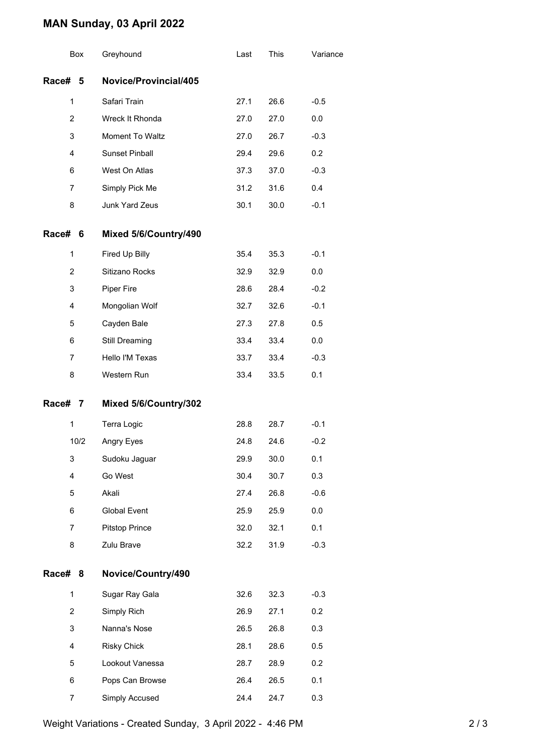## MAN Sunday, 03 April 2022

| Box | Greyhound | Last | This | Variance |
|---|---|---|---|---|
| **Race# 5** | **Novice/Provincial/405** | | | |
| 1 | Safari Train | 27.1 | 26.6 | -0.5 |
| 2 | Wreck It Rhonda | 27.0 | 27.0 | 0.0 |
| 3 | Moment To Waltz | 27.0 | 26.7 | -0.3 |
| 4 | Sunset Pinball | 29.4 | 29.6 | 0.2 |
| 6 | West On Atlas | 37.3 | 37.0 | -0.3 |
| 7 | Simply Pick Me | 31.2 | 31.6 | 0.4 |
| 8 | Junk Yard Zeus | 30.1 | 30.0 | -0.1 |
| **Race# 6** | **Mixed 5/6/Country/490** | | | |
| 1 | Fired Up Billy | 35.4 | 35.3 | -0.1 |
| 2 | Sitizano Rocks | 32.9 | 32.9 | 0.0 |
| 3 | Piper Fire | 28.6 | 28.4 | -0.2 |
| 4 | Mongolian Wolf | 32.7 | 32.6 | -0.1 |
| 5 | Cayden Bale | 27.3 | 27.8 | 0.5 |
| 6 | Still Dreaming | 33.4 | 33.4 | 0.0 |
| 7 | Hello I'M Texas | 33.7 | 33.4 | -0.3 |
| 8 | Western Run | 33.4 | 33.5 | 0.1 |
| **Race# 7** | **Mixed 5/6/Country/302** | | | |
| 1 | Terra Logic | 28.8 | 28.7 | -0.1 |
| 10/2 | Angry Eyes | 24.8 | 24.6 | -0.2 |
| 3 | Sudoku Jaguar | 29.9 | 30.0 | 0.1 |
| 4 | Go West | 30.4 | 30.7 | 0.3 |
| 5 | Akali | 27.4 | 26.8 | -0.6 |
| 6 | Global Event | 25.9 | 25.9 | 0.0 |
| 7 | Pitstop Prince | 32.0 | 32.1 | 0.1 |
| 8 | Zulu Brave | 32.2 | 31.9 | -0.3 |
| **Race# 8** | **Novice/Country/490** | | | |
| 1 | Sugar Ray Gala | 32.6 | 32.3 | -0.3 |
| 2 | Simply Rich | 26.9 | 27.1 | 0.2 |
| 3 | Nanna's Nose | 26.5 | 26.8 | 0.3 |
| 4 | Risky Chick | 28.1 | 28.6 | 0.5 |
| 5 | Lookout Vanessa | 28.7 | 28.9 | 0.2 |
| 6 | Pops Can Browse | 26.4 | 26.5 | 0.1 |
| 7 | Simply Accused | 24.4 | 24.7 | 0.3 |

Weight Variations - Created Sunday, 3 April 2022 - 4:46 PM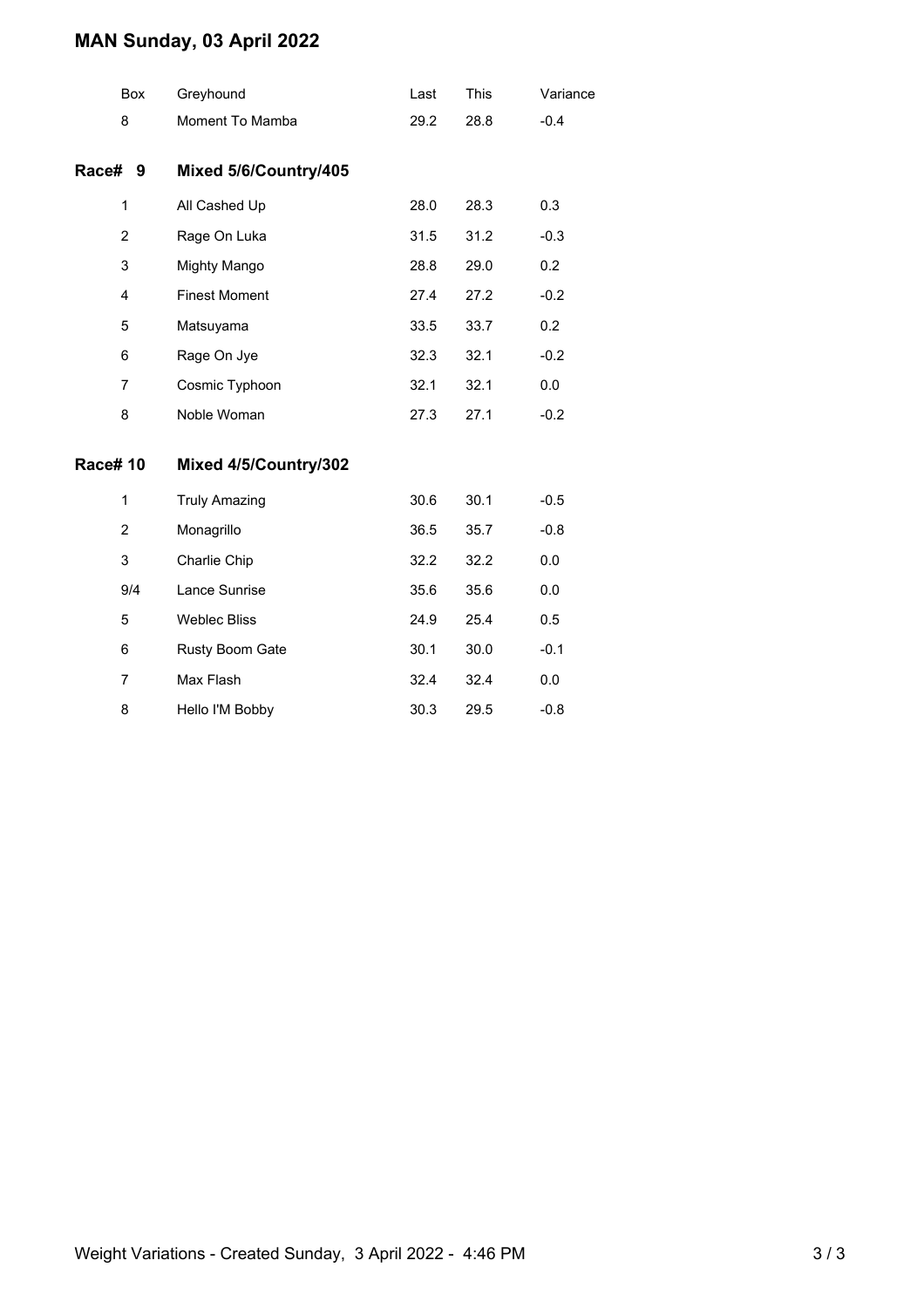# MAN Sunday, 03 April 2022

| Box | Greyhound | Last | This | Variance |
|---|---|---|---|---|
| 8 | Moment To Mamba | 29.2 | 28.8 | -0.4 |

## Race# 9 Mixed 5/6/Country/405

| Box | Greyhound | Last | This | Variance |
|---|---|---|---|---|
| 1 | All Cashed Up | 28.0 | 28.3 | 0.3 |
| 2 | Rage On Luka | 31.5 | 31.2 | -0.3 |
| 3 | Mighty Mango | 28.8 | 29.0 | 0.2 |
| 4 | Finest Moment | 27.4 | 27.2 | -0.2 |
| 5 | Matsuyama | 33.5 | 33.7 | 0.2 |
| 6 | Rage On Jye | 32.3 | 32.1 | -0.2 |
| 7 | Cosmic Typhoon | 32.1 | 32.1 | 0.0 |
| 8 | Noble Woman | 27.3 | 27.1 | -0.2 |

## Race# 10 Mixed 4/5/Country/302

| Box | Greyhound | Last | This | Variance |
|---|---|---|---|---|
| 1 | Truly Amazing | 30.6 | 30.1 | -0.5 |
| 2 | Monagrillo | 36.5 | 35.7 | -0.8 |
| 3 | Charlie Chip | 32.2 | 32.2 | 0.0 |
| 9/4 | Lance Sunrise | 35.6 | 35.6 | 0.0 |
| 5 | Weblec Bliss | 24.9 | 25.4 | 0.5 |
| 6 | Rusty Boom Gate | 30.1 | 30.0 | -0.1 |
| 7 | Max Flash | 32.4 | 32.4 | 0.0 |
| 8 | Hello I'M Bobby | 30.3 | 29.5 | -0.8 |

Weight Variations - Created Sunday, 3 April 2022 - 4:46 PM